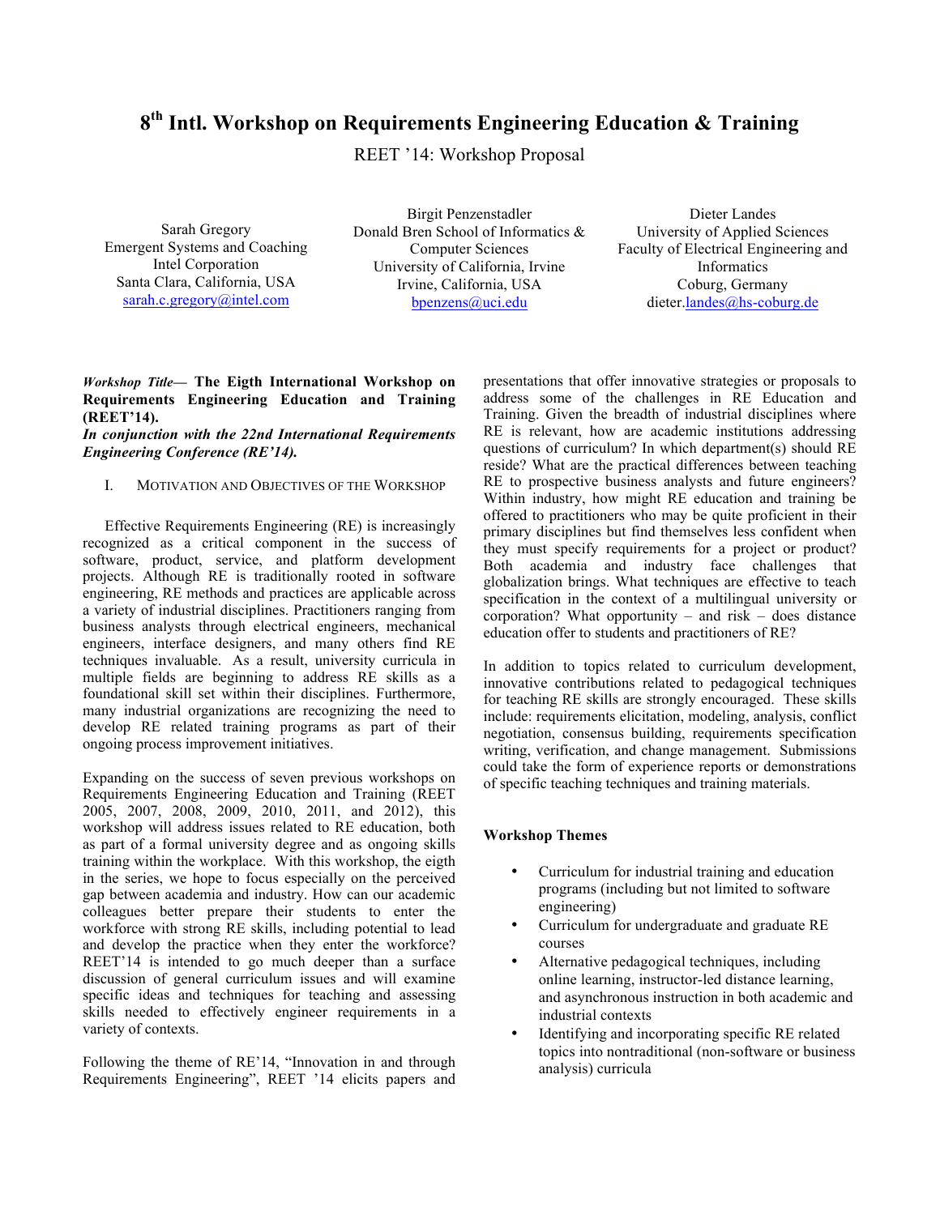# 8th Intl. Workshop on Requirements Engineering Education & Training

REET '14: Workshop Proposal

Sarah Gregory
Emergent Systems and Coaching
Intel Corporation
Santa Clara, California, USA
sarah.c.gregory@intel.com

Birgit Penzenstadler
Donald Bren School of Informatics & Computer Sciences
University of California, Irvine
Irvine, California, USA
bpenzens@uci.edu

Dieter Landes
University of Applied Sciences
Faculty of Electrical Engineering and Informatics
Coburg, Germany
dieter.landes@hs-coburg.de

***Workshop Title*— The Eigth International Workshop on Requirements Engineering Education and Training (REET'14).**
***In conjunction with the 22nd International Requirements Engineering Conference (RE'14).***

## I. Motivation and Objectives of the Workshop

Effective Requirements Engineering (RE) is increasingly recognized as a critical component in the success of software, product, service, and platform development projects. Although RE is traditionally rooted in software engineering, RE methods and practices are applicable across a variety of industrial disciplines. Practitioners ranging from business analysts through electrical engineers, mechanical engineers, interface designers, and many others find RE techniques invaluable. As a result, university curricula in multiple fields are beginning to address RE skills as a foundational skill set within their disciplines. Furthermore, many industrial organizations are recognizing the need to develop RE related training programs as part of their ongoing process improvement initiatives.

Expanding on the success of seven previous workshops on Requirements Engineering Education and Training (REET 2005, 2007, 2008, 2009, 2010, 2011, and 2012), this workshop will address issues related to RE education, both as part of a formal university degree and as ongoing skills training within the workplace. With this workshop, the eigth in the series, we hope to focus especially on the perceived gap between academia and industry. How can our academic colleagues better prepare their students to enter the workforce with strong RE skills, including potential to lead and develop the practice when they enter the workforce? REET'14 is intended to go much deeper than a surface discussion of general curriculum issues and will examine specific ideas and techniques for teaching and assessing skills needed to effectively engineer requirements in a variety of contexts.

Following the theme of RE'14, "Innovation in and through Requirements Engineering", REET '14 elicits papers and presentations that offer innovative strategies or proposals to address some of the challenges in RE Education and Training. Given the breadth of industrial disciplines where RE is relevant, how are academic institutions addressing questions of curriculum? In which department(s) should RE reside? What are the practical differences between teaching RE to prospective business analysts and future engineers? Within industry, how might RE education and training be offered to practitioners who may be quite proficient in their primary disciplines but find themselves less confident when they must specify requirements for a project or product? Both academia and industry face challenges that globalization brings. What techniques are effective to teach specification in the context of a multilingual university or corporation? What opportunity – and risk – does distance education offer to students and practitioners of RE?

In addition to topics related to curriculum development, innovative contributions related to pedagogical techniques for teaching RE skills are strongly encouraged. These skills include: requirements elicitation, modeling, analysis, conflict negotiation, consensus building, requirements specification writing, verification, and change management. Submissions could take the form of experience reports or demonstrations of specific teaching techniques and training materials.

**Workshop Themes**

- Curriculum for industrial training and education programs (including but not limited to software engineering)
- Curriculum for undergraduate and graduate RE courses
- Alternative pedagogical techniques, including online learning, instructor-led distance learning, and asynchronous instruction in both academic and industrial contexts
- Identifying and incorporating specific RE related topics into nontraditional (non-software or business analysis) curricula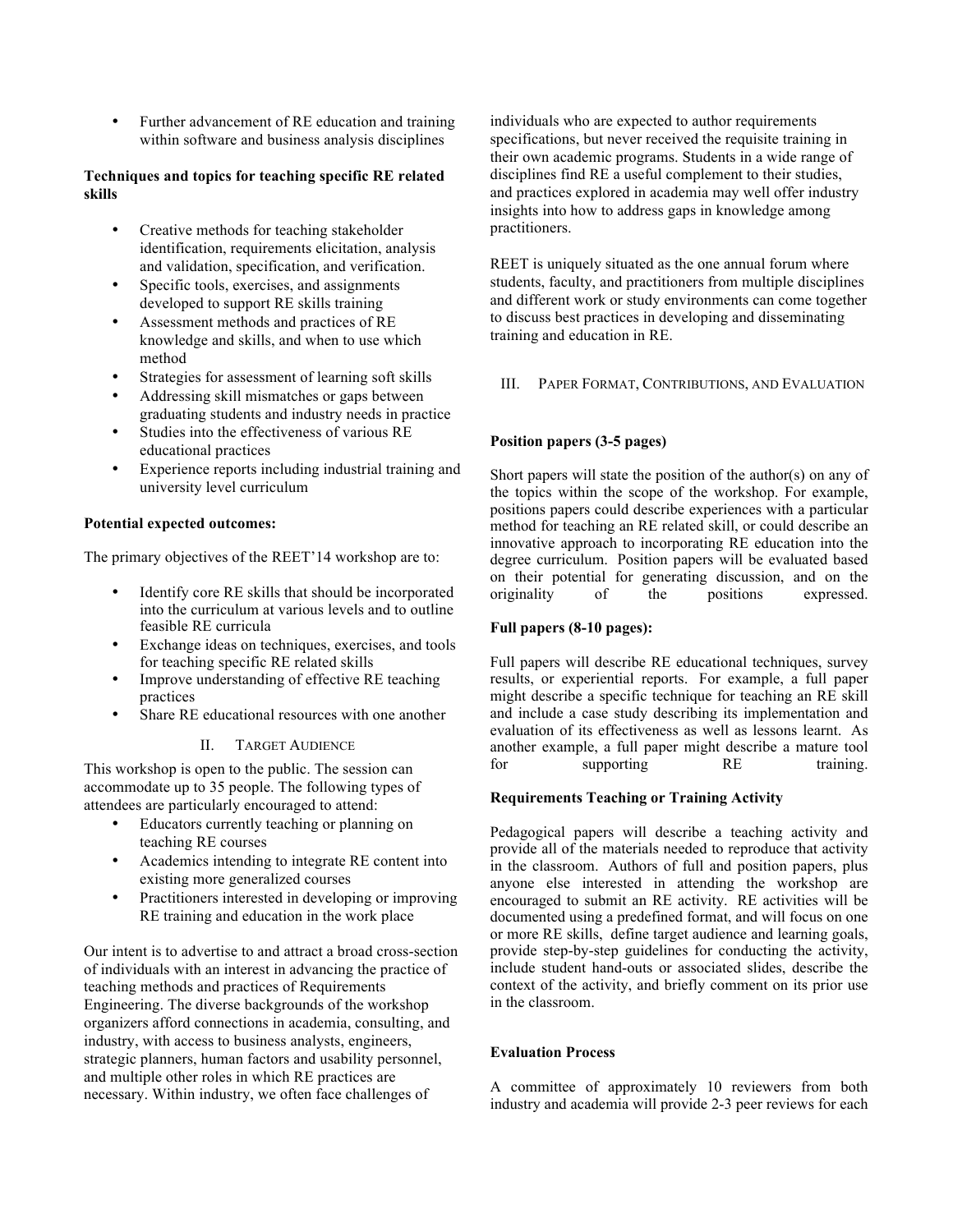- Further advancement of RE education and training within software and business analysis disciplines

**Techniques and topics for teaching specific RE related skills**

- Creative methods for teaching stakeholder identification, requirements elicitation, analysis and validation, specification, and verification.
- Specific tools, exercises, and assignments developed to support RE skills training
- Assessment methods and practices of RE knowledge and skills, and when to use which method
- Strategies for assessment of learning soft skills
- Addressing skill mismatches or gaps between graduating students and industry needs in practice
- Studies into the effectiveness of various RE educational practices
- Experience reports including industrial training and university level curriculum

**Potential expected outcomes:**

The primary objectives of the REET'14 workshop are to:

- Identify core RE skills that should be incorporated into the curriculum at various levels and to outline feasible RE curricula
- Exchange ideas on techniques, exercises, and tools for teaching specific RE related skills
- Improve understanding of effective RE teaching practices
- Share RE educational resources with one another

## II. Target Audience

This workshop is open to the public. The session can accommodate up to 35 people. The following types of attendees are particularly encouraged to attend:

- Educators currently teaching or planning on teaching RE courses
- Academics intending to integrate RE content into existing more generalized courses
- Practitioners interested in developing or improving RE training and education in the work place

Our intent is to advertise to and attract a broad cross-section of individuals with an interest in advancing the practice of teaching methods and practices of Requirements Engineering. The diverse backgrounds of the workshop organizers afford connections in academia, consulting, and industry, with access to business analysts, engineers, strategic planners, human factors and usability personnel, and multiple other roles in which RE practices are necessary. Within industry, we often face challenges of individuals who are expected to author requirements specifications, but never received the requisite training in their own academic programs. Students in a wide range of disciplines find RE a useful complement to their studies, and practices explored in academia may well offer industry insights into how to address gaps in knowledge among practitioners.

REET is uniquely situated as the one annual forum where students, faculty, and practitioners from multiple disciplines and different work or study environments can come together to discuss best practices in developing and disseminating training and education in RE.

## III. Paper Format, Contributions, and Evaluation

**Position papers (3-5 pages)**

Short papers will state the position of the author(s) on any of the topics within the scope of the workshop. For example, positions papers could describe experiences with a particular method for teaching an RE related skill, or could describe an innovative approach to incorporating RE education into the degree curriculum. Position papers will be evaluated based on their potential for generating discussion, and on the originality of the positions expressed.

**Full papers (8-10 pages):**

Full papers will describe RE educational techniques, survey results, or experiential reports. For example, a full paper might describe a specific technique for teaching an RE skill and include a case study describing its implementation and evaluation of its effectiveness as well as lessons learnt. As another example, a full paper might describe a mature tool for supporting RE training.

**Requirements Teaching or Training Activity**

Pedagogical papers will describe a teaching activity and provide all of the materials needed to reproduce that activity in the classroom. Authors of full and position papers, plus anyone else interested in attending the workshop are encouraged to submit an RE activity. RE activities will be documented using a predefined format, and will focus on one or more RE skills, define target audience and learning goals, provide step-by-step guidelines for conducting the activity, include student hand-outs or associated slides, describe the context of the activity, and briefly comment on its prior use in the classroom.

**Evaluation Process**

A committee of approximately 10 reviewers from both industry and academia will provide 2-3 peer reviews for each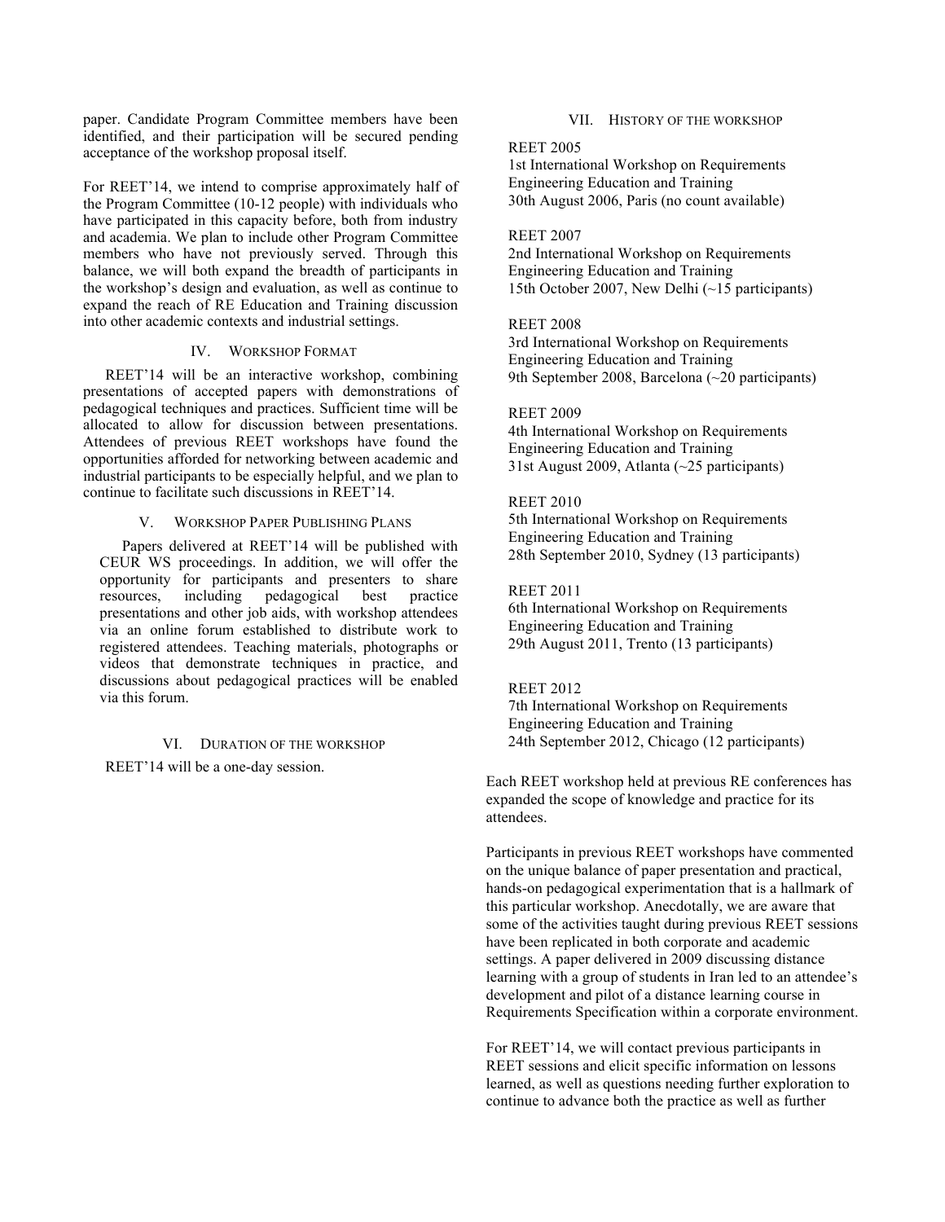paper. Candidate Program Committee members have been identified, and their participation will be secured pending acceptance of the workshop proposal itself.

For REET'14, we intend to comprise approximately half of the Program Committee (10-12 people) with individuals who have participated in this capacity before, both from industry and academia. We plan to include other Program Committee members who have not previously served. Through this balance, we will both expand the breadth of participants in the workshop's design and evaluation, as well as continue to expand the reach of RE Education and Training discussion into other academic contexts and industrial settings.

## IV. Workshop Format

REET'14 will be an interactive workshop, combining presentations of accepted papers with demonstrations of pedagogical techniques and practices. Sufficient time will be allocated to allow for discussion between presentations. Attendees of previous REET workshops have found the opportunities afforded for networking between academic and industrial participants to be especially helpful, and we plan to continue to facilitate such discussions in REET'14.

## V. Workshop Paper Publishing Plans

Papers delivered at REET'14 will be published with CEUR WS proceedings. In addition, we will offer the opportunity for participants and presenters to share resources, including pedagogical best practice presentations and other job aids, with workshop attendees via an online forum established to distribute work to registered attendees. Teaching materials, photographs or videos that demonstrate techniques in practice, and discussions about pedagogical practices will be enabled via this forum.

## VI. Duration of the Workshop

REET'14 will be a one-day session.

## VII. History of the Workshop

REET 2005
1st International Workshop on Requirements Engineering Education and Training
30th August 2006, Paris (no count available)

REET 2007
2nd International Workshop on Requirements Engineering Education and Training
15th October 2007, New Delhi (~15 participants)

REET 2008
3rd International Workshop on Requirements Engineering Education and Training
9th September 2008, Barcelona (~20 participants)

REET 2009
4th International Workshop on Requirements Engineering Education and Training
31st August 2009, Atlanta (~25 participants)

REET 2010
5th International Workshop on Requirements Engineering Education and Training
28th September 2010, Sydney (13 participants)

REET 2011
6th International Workshop on Requirements Engineering Education and Training
29th August 2011, Trento (13 participants)

REET 2012
7th International Workshop on Requirements Engineering Education and Training
24th September 2012, Chicago (12 participants)

Each REET workshop held at previous RE conferences has expanded the scope of knowledge and practice for its attendees.

Participants in previous REET workshops have commented on the unique balance of paper presentation and practical, hands-on pedagogical experimentation that is a hallmark of this particular workshop. Anecdotally, we are aware that some of the activities taught during previous REET sessions have been replicated in both corporate and academic settings. A paper delivered in 2009 discussing distance learning with a group of students in Iran led to an attendee's development and pilot of a distance learning course in Requirements Specification within a corporate environment.

For REET'14, we will contact previous participants in REET sessions and elicit specific information on lessons learned, as well as questions needing further exploration to continue to advance both the practice as well as further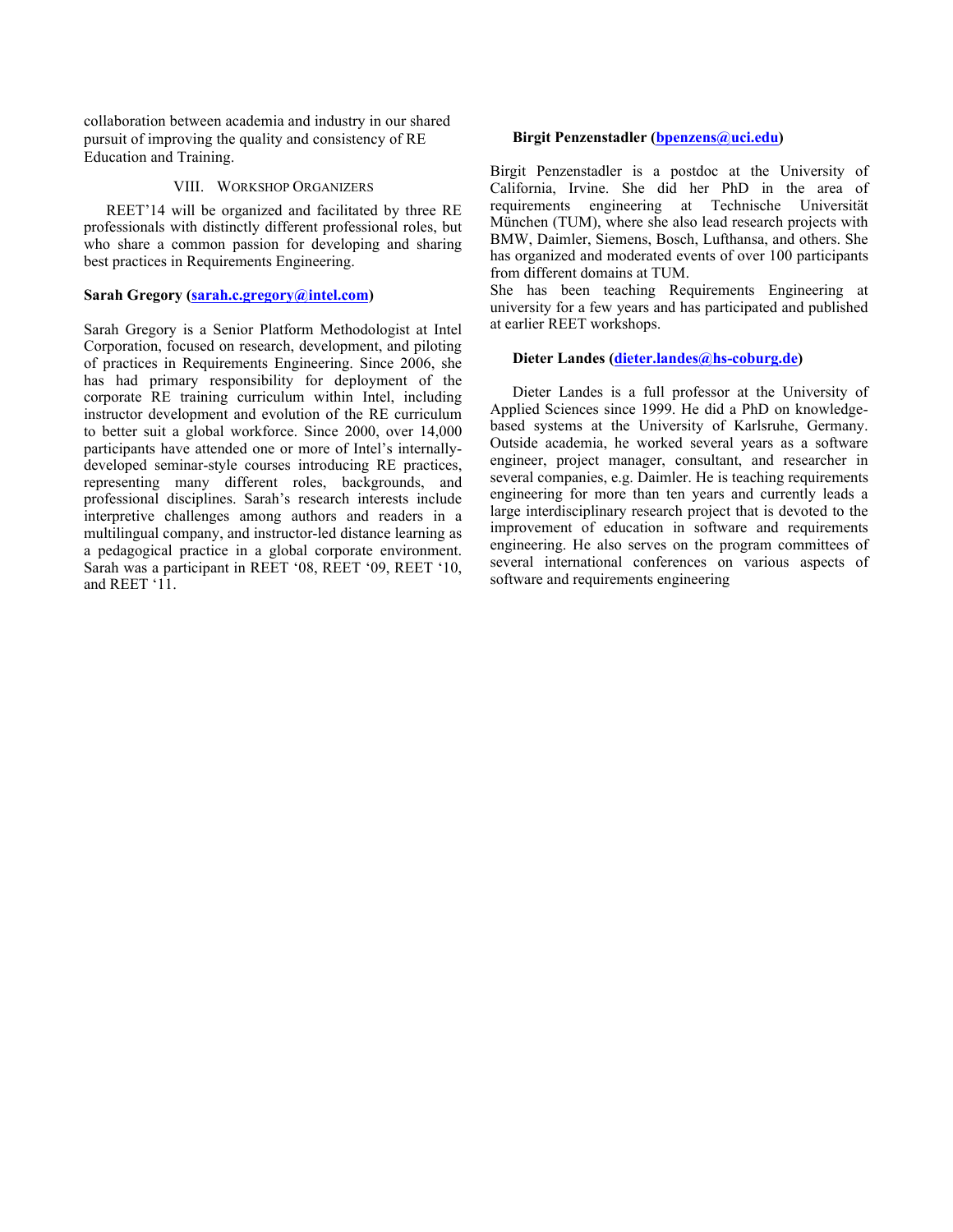collaboration between academia and industry in our shared pursuit of improving the quality and consistency of RE Education and Training.

## VIII. Workshop Organizers

REET'14 will be organized and facilitated by three RE professionals with distinctly different professional roles, but who share a common passion for developing and sharing best practices in Requirements Engineering.

**Sarah Gregory (sarah.c.gregory@intel.com)**

Sarah Gregory is a Senior Platform Methodologist at Intel Corporation, focused on research, development, and piloting of practices in Requirements Engineering. Since 2006, she has had primary responsibility for deployment of the corporate RE training curriculum within Intel, including instructor development and evolution of the RE curriculum to better suit a global workforce. Since 2000, over 14,000 participants have attended one or more of Intel's internally-developed seminar-style courses introducing RE practices, representing many different roles, backgrounds, and professional disciplines. Sarah's research interests include interpretive challenges among authors and readers in a multilingual company, and instructor-led distance learning as a pedagogical practice in a global corporate environment. Sarah was a participant in REET '08, REET '09, REET '10, and REET '11.

**Birgit Penzenstadler (bpenzens@uci.edu)**

Birgit Penzenstadler is a postdoc at the University of California, Irvine. She did her PhD in the area of requirements engineering at Technische Universität München (TUM), where she also lead research projects with BMW, Daimler, Siemens, Bosch, Lufthansa, and others. She has organized and moderated events of over 100 participants from different domains at TUM.
She has been teaching Requirements Engineering at university for a few years and has participated and published at earlier REET workshops.

**Dieter Landes (dieter.landes@hs-coburg.de)**

Dieter Landes is a full professor at the University of Applied Sciences since 1999. He did a PhD on knowledge-based systems at the University of Karlsruhe, Germany. Outside academia, he worked several years as a software engineer, project manager, consultant, and researcher in several companies, e.g. Daimler. He is teaching requirements engineering for more than ten years and currently leads a large interdisciplinary research project that is devoted to the improvement of education in software and requirements engineering. He also serves on the program committees of several international conferences on various aspects of software and requirements engineering